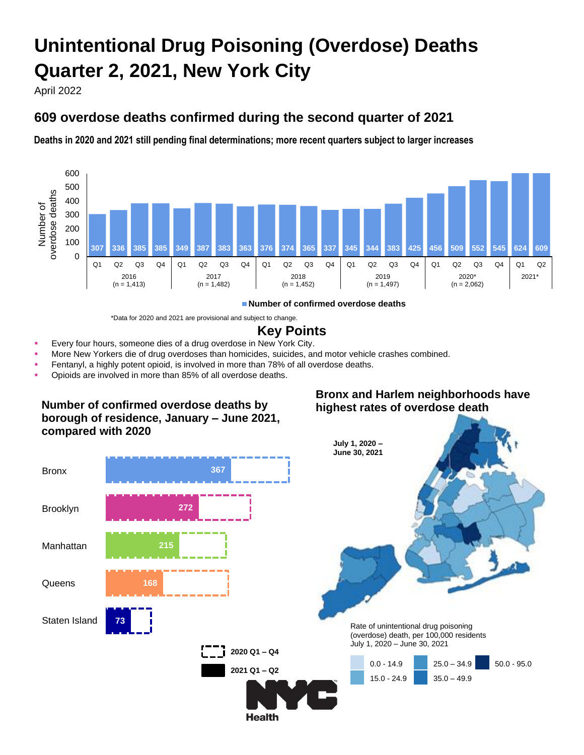# Unintentional Drug Poisoning (Overdose) Deaths Quarter 2, 2021, New York City

April 2022

## 609 overdose deaths confirmed during the second quarter of 2021

**Deaths in 2020 and 2021 still pending final determinations; more recent quarters subject to larger increases**

| Year | Q1 | Q2 | Q3 | Q4 |
|---|---|---|---|---|
| 2016 (n = 1,413) | 307 | 336 | 385 | 385 |
| 2017 (n = 1,482) | 349 | 387 | 383 | 363 |
| 2018 (n = 1,452) | 376 | 374 | 365 | 337 |
| 2019 (n = 1,497) | 345 | 344 | 383 | 425 |
| 2020* (n = 2,062) | 456 | 509 | 552 | 545 |
| 2021* | 624 | 609 | | |

Number of confirmed overdose deaths

*Data for 2020 and 2021 are provisional and subject to change.

## Key Points

- Every four hours, someone dies of a drug overdose in New York City.
- More New Yorkers die of drug overdoses than homicides, suicides, and motor vehicle crashes combined.
- Fentanyl, a highly potent opioid, is involved in more than 78% of all overdose deaths.
- Opioids are involved in more than 85% of all overdose deaths.

### Number of confirmed overdose deaths by borough of residence, January – June 2021, compared with 2020

| Borough | 2021 Q1 – Q2 |
|---|---|
| Bronx | 367 |
| Brooklyn | 272 |
| Manhattan | 215 |
| Queens | 168 |
| Staten Island | 73 |

(Dashed outline: 2020 Q1 – Q4; Solid bar: 2021 Q1 – Q2)

### Bronx and Harlem neighborhoods have highest rates of overdose death

July 1, 2020 – June 30, 2021

Rate of unintentional drug poisoning (overdose) death, per 100,000 residents July 1, 2020 – June 30, 2021

- 0.0 - 14.9
- 15.0 - 24.9
- 25.0 – 34.9
- 35.0 – 49.9
- 50.0 - 95.0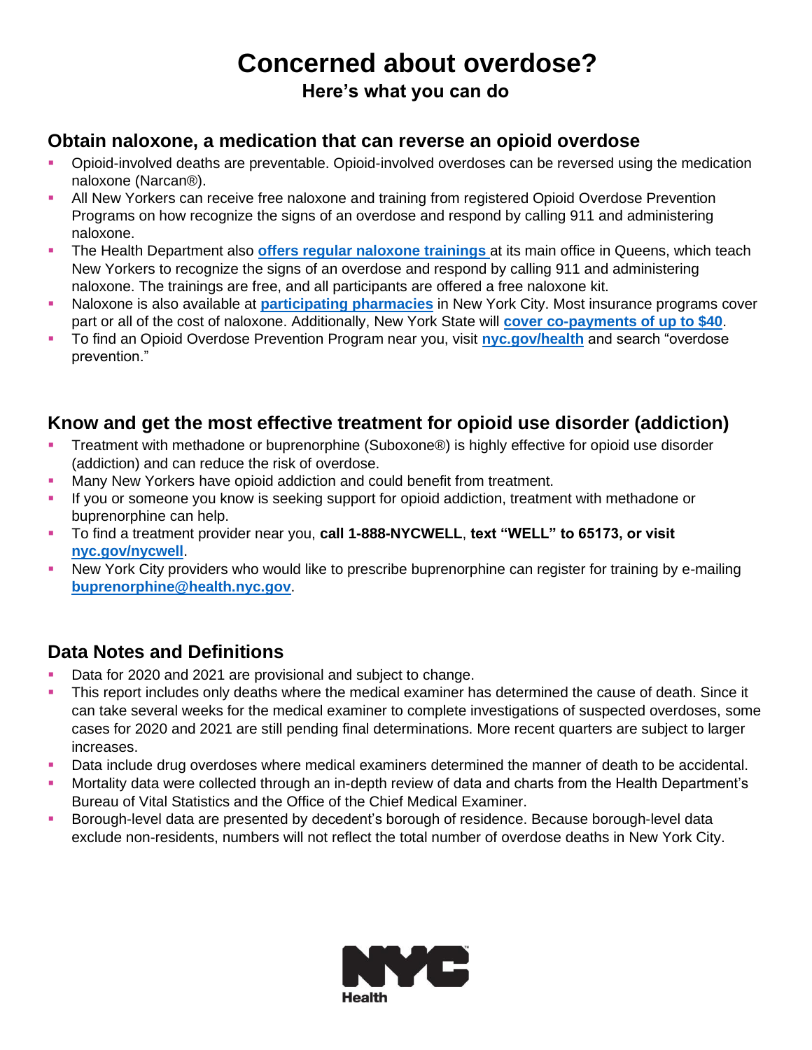# Concerned about overdose?

**Here's what you can do**

## Obtain naloxone, a medication that can reverse an opioid overdose

- Opioid-involved deaths are preventable. Opioid-involved overdoses can be reversed using the medication naloxone (Narcan®).
- All New Yorkers can receive free naloxone and training from registered Opioid Overdose Prevention Programs on how recognize the signs of an overdose and respond by calling 911 and administering naloxone.
- The Health Department also **offers regular naloxone trainings** at its main office in Queens, which teach New Yorkers to recognize the signs of an overdose and respond by calling 911 and administering naloxone. The trainings are free, and all participants are offered a free naloxone kit.
- Naloxone is also available at **participating pharmacies** in New York City. Most insurance programs cover part or all of the cost of naloxone. Additionally, New York State will **cover co-payments of up to $40**.
- To find an Opioid Overdose Prevention Program near you, visit **nyc.gov/health** and search "overdose prevention."

## Know and get the most effective treatment for opioid use disorder (addiction)

- Treatment with methadone or buprenorphine (Suboxone®) is highly effective for opioid use disorder (addiction) and can reduce the risk of overdose.
- Many New Yorkers have opioid addiction and could benefit from treatment.
- If you or someone you know is seeking support for opioid addiction, treatment with methadone or buprenorphine can help.
- To find a treatment provider near you, **call 1-888-NYCWELL**, **text "WELL" to 65173, or visit nyc.gov/nycwell**.
- New York City providers who would like to prescribe buprenorphine can register for training by e-mailing **buprenorphine@health.nyc.gov**.

## Data Notes and Definitions

- Data for 2020 and 2021 are provisional and subject to change.
- This report includes only deaths where the medical examiner has determined the cause of death. Since it can take several weeks for the medical examiner to complete investigations of suspected overdoses, some cases for 2020 and 2021 are still pending final determinations. More recent quarters are subject to larger increases.
- Data include drug overdoses where medical examiners determined the manner of death to be accidental.
- Mortality data were collected through an in-depth review of data and charts from the Health Department's Bureau of Vital Statistics and the Office of the Chief Medical Examiner.
- Borough-level data are presented by decedent's borough of residence. Because borough-level data exclude non-residents, numbers will not reflect the total number of overdose deaths in New York City.

NYC Health